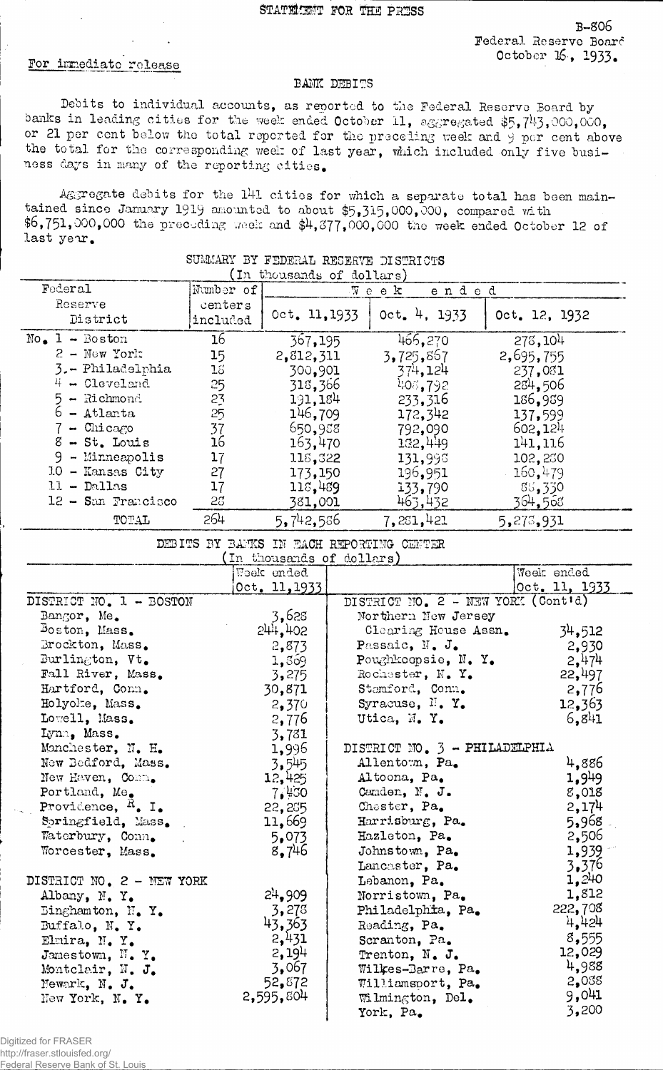STATEMENT FOR THE PRESS

B-806
Federal Reserve Board
October 16, 1933.

For immediate release

## BANK DEBITS

Debits to individual accounts, as reported to the Federal Reserve Board by banks in leading cities for the week ended October 11, aggregated $5,743,000,000, or 21 per cent below the total reported for the preceding week and 9 per cent above the total for the corresponding week of last year, which included only five business days in many of the reporting cities.

Aggregate debits for the 141 cities for which a separate total has been maintained since January 1919 amounted to about $5,315,000,000, compared with $6,751,000,000 the preceding week and $4,877,000,000 the week ended October 12 of last year.

### SUMMARY BY FEDERAL RESERVE DISTRICTS
(In thousands of dollars)

| Federal Reserve District | Number of centers included | Week ended Oct. 11, 1933 | Week ended Oct. 4, 1933 | Week ended Oct. 12, 1932 |
|---|---|---|---|---|
| No. 1 - Boston | 16 | 367,195 | 466,270 | 278,104 |
| 2 - New York | 15 | 2,812,311 | 3,725,867 | 2,695,755 |
| 3 - Philadelphia | 18 | 300,901 | 374,124 | 237,081 |
| 4 - Cleveland | 25 | 318,366 | 408,792 | 284,506 |
| 5 - Richmond | 23 | 191,184 | 233,316 | 186,989 |
| 6 - Atlanta | 25 | 146,709 | 172,342 | 137,599 |
| 7 - Chicago | 37 | 650,988 | 792,090 | 602,124 |
| 8 - St. Louis | 16 | 163,470 | 182,449 | 141,116 |
| 9 - Minneapolis | 17 | 118,822 | 131,998 | 102,280 |
| 10 - Kansas City | 27 | 173,150 | 196,951 | 160,479 |
| 11 - Dallas | 17 | 118,489 | 133,790 | 88,330 |
| 12 - San Francisco | 28 | 381,001 | 463,432 | 364,568 |
| TOTAL | 264 | 5,742,586 | 7,281,421 | 5,278,931 |

### DEBITS BY BANKS IN EACH REPORTING CENTER
(In thousands of dollars)

| | Week ended Oct. 11, 1933 |
|---|---|
| **DISTRICT NO. 1 - BOSTON** | |
| Bangor, Me. | 3,628 |
| Boston, Mass. | 244,402 |
| Brockton, Mass. | 2,873 |
| Burlington, Vt. | 1,369 |
| Fall River, Mass. | 3,275 |
| Hartford, Conn. | 30,871 |
| Holyoke, Mass. | 2,370 |
| Lowell, Mass. | 2,776 |
| Lynn, Mass. | 3,781 |
| Manchester, N. H. | 1,996 |
| New Bedford, Mass. | 3,545 |
| New Haven, Conn. | 12,425 |
| Portland, Me. | 7,450 |
| Providence, R. I. | 22,285 |
| Springfield, Mass. | 11,669 |
| Waterbury, Conn. | 5,073 |
| Worcester, Mass. | 8,746 |
| **DISTRICT NO. 2 - NEW YORK** | |
| Albany, N. Y. | 24,909 |
| Binghamton, N. Y. | 3,278 |
| Buffalo, N. Y. | 43,363 |
| Elmira, N. Y. | 2,431 |
| Jamestown, N. Y. | 2,194 |
| Montclair, N. J. | 3,067 |
| Newark, N. J. | 52,872 |
| New York, N. Y. | 2,595,804 |
| **DISTRICT NO. 2 - NEW YORK (Cont'd)** | |
| Northern New Jersey Clearing House Assn. | 34,512 |
| Passaic, N. J. | 2,930 |
| Poughkeepsie, N. Y. | 2,474 |
| Rochester, N. Y. | 22,497 |
| Stamford, Conn. | 2,776 |
| Syracuse, N. Y. | 12,363 |
| Utica, N. Y. | 6,841 |
| **DISTRICT NO. 3 - PHILADELPHIA** | |
| Allentown, Pa. | 4,886 |
| Altoona, Pa. | 1,949 |
| Camden, N. J. | 8,018 |
| Chester, Pa. | 2,174 |
| Harrisburg, Pa. | 5,968 |
| Hazleton, Pa. | 2,506 |
| Johnstown, Pa. | 1,939 |
| Lancaster, Pa. | 3,376 |
| Lebanon, Pa. | 1,240 |
| Norristown, Pa. | 1,812 |
| Philadelphia, Pa. | 222,708 |
| Reading, Pa. | 4,424 |
| Scranton, Pa. | 8,555 |
| Trenton, N. J. | 12,029 |
| Wilkes-Barre, Pa. | 4,988 |
| Williamsport, Pa. | 2,088 |
| Wilmington, Del. | 9,041 |
| York, Pa. | 3,200 |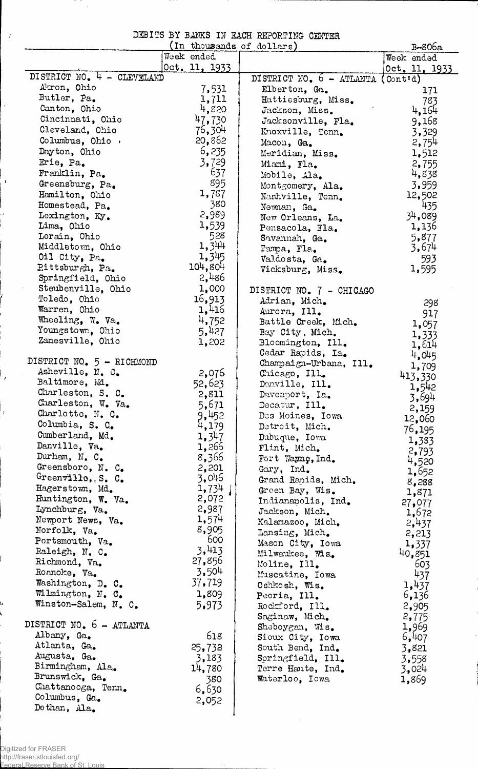DEBITS BY BANKS IN EACH REPORTING CENTER

(In thousands of dollars)

B-806a

| | Week ended Oct. 11, 1933 | | Week ended Oct. 11, 1933 |
|---|---|---|---|
| DISTRICT NO. 4 - CLEVELAND | | DISTRICT NO. 6 - ATLANTA (Cont'd) | |
| Akron, Ohio | 7,531 | Elberton, Ga. | 171 |
| Butler, Pa. | 1,711 | Hattiesburg, Miss. | 783 |
| Canton, Ohio | 4,820 | Jackson, Miss. | 4,164 |
| Cincinnati, Ohio | 47,730 | Jacksonville, Fla. | 9,168 |
| Cleveland, Ohio | 76,304 | Knoxville, Tenn. | 3,329 |
| Columbus, Ohio | 20,862 | Macon, Ga. | 2,754 |
| Dayton, Ohio | 6,235 | Meridian, Miss. | 1,512 |
| Erie, Pa. | 3,729 | Miami, Fla. | 2,755 |
| Franklin, Pa. | 637 | Mobile, Ala. | 4,838 |
| Greensburg, Pa. | 895 | Montgomery, Ala. | 3,959 |
| Hamilton, Ohio | 1,787 | Nashville, Tenn. | 12,502 |
| Homestead, Pa. | 380 | Newnan, Ga. | 435 |
| Lexington, Ky. | 2,989 | New Orleans, La. | 34,089 |
| Lima, Ohio | 1,539 | Pensacola, Fla. | 1,136 |
| Lorain, Ohio | 528 | Savannah, Ga. | 5,877 |
| Middletown, Ohio | 1,344 | Tampa, Fla. | 3,674 |
| Oil City, Pa. | 1,345 | Valdosta, Ga. | 593 |
| Pittsburgh, Pa. | 104,804 | Vicksburg, Miss. | 1,595 |
| Springfield, Ohio | 2,486 | | |
| Steubenville, Ohio | 1,000 | DISTRICT NO. 7 - CHICAGO | |
| Toledo, Ohio | 16,913 | Adrian, Mich. | 298 |
| Warren, Ohio | 1,416 | Aurora, Ill. | 917 |
| Wheeling, W. Va. | 4,752 | Battle Creek, Mich. | 1,057 |
| Youngstown, Ohio | 5,427 | Bay City, Mich. | 1,333 |
| Zanesville, Ohio | 1,202 | Bloomington, Ill. | 1,614 |
| | | Cedar Rapids, Ia. | 4,045 |
| DISTRICT NO. 5 - RICHMOND | | Champaign-Urbana, Ill. | 1,709 |
| Asheville, N. C. | 2,076 | Chicago, Ill. | 413,330 |
| Baltimore, Md. | 52,623 | Danville, Ill. | 1,542 |
| Charleston, S. C. | 2,811 | Davenport, Ia. | 3,694 |
| Charleston, W. Va. | 5,671 | Decatur, Ill. | 2,159 |
| Charlotte, N. C. | 9,452 | Des Moines, Iowa | 12,060 |
| Columbia, S. C. | 4,179 | Detroit, Mich. | 76,195 |
| Cumberland, Md. | 1,347 | Dubuque, Iowa | 1,383 |
| Danville, Va. | 1,266 | Flint, Mich. | 2,793 |
| Durham, N. C. | 8,366 | Fort Wayne, Ind. | 4,520 |
| Greensboro, N. C. | 2,201 | Gary, Ind. | 1,652 |
| Greenville, S. C. | 3,046 | Grand Rapids, Mich. | 8,288 |
| Hagerstown, Md. | 1,734 | Green Bay, Wis. | 1,871 |
| Huntington, W. Va. | 2,072 | Indianapolis, Ind. | 27,077 |
| Lynchburg, Va. | 2,987 | Jackson, Mich. | 1,672 |
| Newport News, Va. | 1,574 | Kalamazoo, Mich. | 2,437 |
| Norfolk, Va. | 8,905 | Lansing, Mich. | 2,213 |
| Portsmouth, Va. | 600 | Mason City, Iowa | 1,337 |
| Raleigh, N. C. | 3,413 | Milwaukee, Wis. | 40,851 |
| Richmond, Va. | 27,856 | Moline, Ill. | 603 |
| Roanoke, Va. | 3,504 | Muscatine, Iowa | 437 |
| Washington, D. C. | 37,719 | Oshkosh, Wis. | 1,437 |
| Wilmington, N. C. | 1,809 | Peoria, Ill. | 6,136 |
| Winston-Salem, N. C. | 5,973 | Rockford, Ill. | 2,905 |
| | | Saginaw, Mich. | 2,775 |
| DISTRICT NO. 6 - ATLANTA | | Sheboygan, Wis. | 1,969 |
| Albany, Ga. | 618 | Sioux City, Iowa | 6,407 |
| Atlanta, Ga. | 25,732 | South Bend, Ind. | 3,821 |
| Augusta, Ga. | 3,183 | Springfield, Ill. | 3,558 |
| Birmingham, Ala. | 14,780 | Terre Haute, Ind. | 3,024 |
| Brunswick, Ga. | 380 | Waterloo, Iowa | 1,869 |
| Chattanooga, Tenn. | 6,630 | | |
| Columbus, Ga. | 2,052 | | |
| Dothan, Ala. | | | |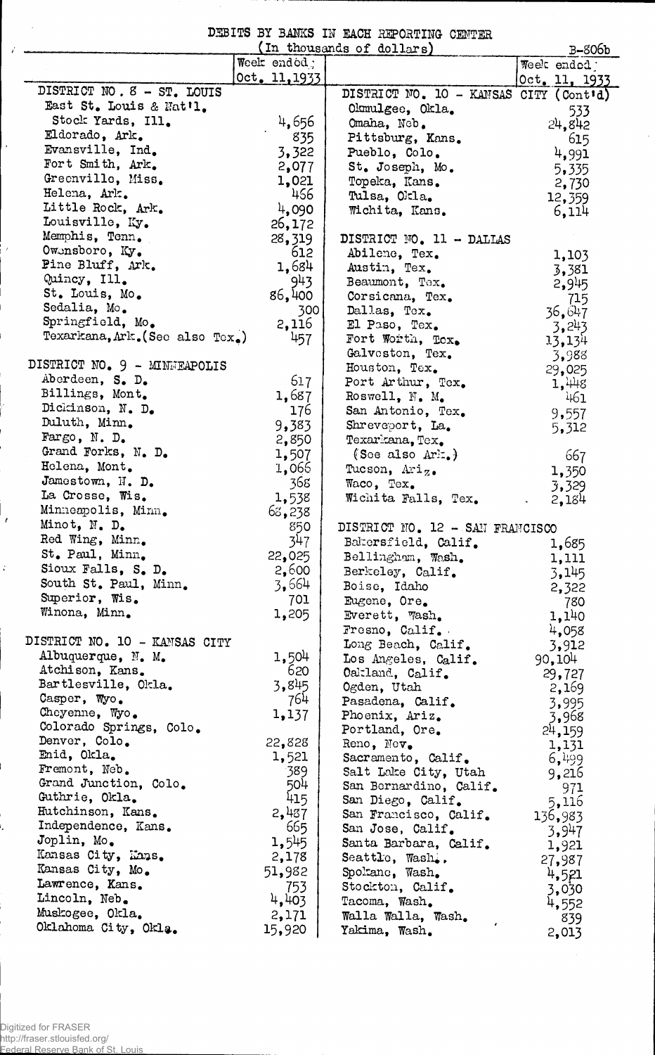# DEBITS BY BANKS IN EACH REPORTING CENTER

(In thousands of dollars)

B-806b

| | Week ended Oct. 11, 1933 | | Week ended Oct. 11, 1933 |
|---|---|---|---|
| DISTRICT NO. 8 - ST. LOUIS | | DISTRICT NO. 10 - KANSAS CITY (Cont'd) | |
| East St. Louis & Nat'l. Stock Yards, Ill. | 4,656 | Okmulgee, Okla. | 533 |
| Eldorado, Ark. | 835 | Omaha, Neb. | 24,842 |
| Evansville, Ind. | 3,322 | Pittsburg, Kans. | 615 |
| Fort Smith, Ark. | 2,077 | Pueblo, Colo. | 4,991 |
| Greenville, Miss. | 1,021 | St. Joseph, Mo. | 5,335 |
| Helena, Ark. | 466 | Topeka, Kans. | 2,730 |
| Little Rock, Ark. | 4,090 | Tulsa, Okla. | 12,359 |
| Louisville, Ky. | 26,172 | Wichita, Kans. | 6,114 |
| Memphis, Tenn. | 28,319 | | |
| Owensboro, Ky. | 612 | DISTRICT NO. 11 - DALLAS | |
| Pine Bluff, Ark. | 1,684 | Abilene, Tex. | 1,103 |
| Quincy, Ill. | 943 | Austin, Tex. | 3,381 |
| St. Louis, Mo. | 86,400 | Beaumont, Tex. | 2,945 |
| Sedalia, Mo. | 300 | Corsicana, Tex. | 715 |
| Springfield, Mo. | 2,116 | Dallas, Tex. | 36,647 |
| Texarkana, Ark. (See also Tex.) | 457 | El Paso, Tex. | 3,243 |
| | | Fort Worth, Tex. | 13,134 |
| DISTRICT NO. 9 - MINNEAPOLIS | | Galveston, Tex. | 3,988 |
| Aberdeen, S. D. | 617 | Houston, Tex. | 29,025 |
| Billings, Mont. | 1,687 | Port Arthur, Tex. | 1,448 |
| Dickinson, N. D. | 176 | Roswell, N. M. | 461 |
| Duluth, Minn. | 9,383 | San Antonio, Tex. | 9,557 |
| Fargo, N. D. | 2,850 | Shreveport, La. | 5,312 |
| Grand Forks, N. D. | 1,507 | Texarkana, Tex. (See also Ark.) | 667 |
| Helena, Mont. | 1,066 | Tucson, Ariz. | 1,350 |
| Jamestown, N. D. | 368 | Waco, Tex. | 3,329 |
| La Crosse, Wis. | 1,538 | Wichita Falls, Tex. | 2,184 |
| Minneapolis, Minn. | 68,238 | | |
| Minot, N. D. | 850 | DISTRICT NO. 12 - SAN FRANCISCO | |
| Red Wing, Minn. | 347 | Bakersfield, Calif. | 1,685 |
| St. Paul, Minn. | 22,025 | Bellingham, Wash. | 1,111 |
| Sioux Falls, S. D. | 2,600 | Berkeley, Calif. | 3,145 |
| South St. Paul, Minn. | 3,664 | Boise, Idaho | 2,322 |
| Superior, Wis. | 701 | Eugene, Ore. | 780 |
| Winona, Minn. | 1,205 | Everett, Wash. | 1,140 |
| | | Fresno, Calif. | 4,058 |
| DISTRICT NO. 10 - KANSAS CITY | | Long Beach, Calif. | 3,912 |
| Albuquerque, N. M. | 1,504 | Los Angeles, Calif. | 90,104 |
| Atchison, Kans. | 620 | Oakland, Calif. | 29,727 |
| Bartlesville, Okla. | 3,845 | Ogden, Utah | 2,169 |
| Casper, Wyo. | 764 | Pasadena, Calif. | 3,995 |
| Cheyenne, Wyo. | 1,137 | Phoenix, Ariz. | 3,968 |
| Colorado Springs, Colo. | | Portland, Ore. | 24,159 |
| Denver, Colo. | 22,828 | Reno, Nev. | 1,131 |
| Enid, Okla. | 1,521 | Sacramento, Calif. | 6,499 |
| Fremont, Neb. | 389 | Salt Lake City, Utah | 9,216 |
| Grand Junction, Colo. | 504 | San Bernardino, Calif. | 971 |
| Guthrie, Okla. | 415 | San Diego, Calif. | 5,116 |
| Hutchinson, Kans. | 2,487 | San Francisco, Calif. | 136,983 |
| Independence, Kans. | 665 | San Jose, Calif. | 3,947 |
| Joplin, Mo. | 1,545 | Santa Barbara, Calif. | 1,921 |
| Kansas City, Kans. | 2,178 | Seattle, Wash. | 27,987 |
| Kansas City, Mo. | 51,982 | Spokane, Wash. | 4,521 |
| Lawrence, Kans. | 753 | Stockton, Calif. | 3,030 |
| Lincoln, Neb. | 4,403 | Tacoma, Wash. | 4,552 |
| Muskogee, Okla. | 2,171 | Walla Walla, Wash. | 839 |
| Oklahoma City, Okla. | 15,920 | Yakima, Wash. | 2,013 |